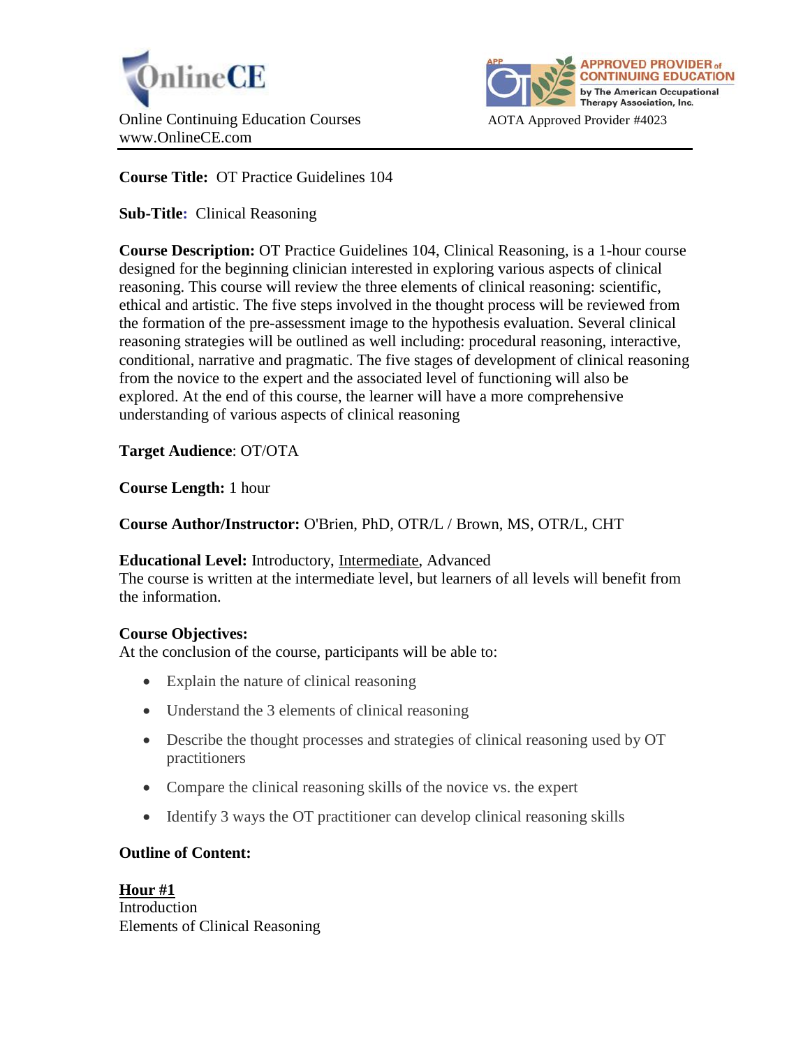OnlineCE

Online Continuing Education Courses
www.OnlineCE.com

APPROVED PROVIDER of CONTINUING EDUCATION by The American Occupational Therapy Association, Inc.

AOTA Approved Provider #4023

---

**Course Title:** OT Practice Guidelines 104

**Sub-Title:** Clinical Reasoning

**Course Description:** OT Practice Guidelines 104, Clinical Reasoning, is a 1-hour course designed for the beginning clinician interested in exploring various aspects of clinical reasoning. This course will review the three elements of clinical reasoning: scientific, ethical and artistic. The five steps involved in the thought process will be reviewed from the formation of the pre-assessment image to the hypothesis evaluation. Several clinical reasoning strategies will be outlined as well including: procedural reasoning, interactive, conditional, narrative and pragmatic. The five stages of development of clinical reasoning from the novice to the expert and the associated level of functioning will also be explored. At the end of this course, the learner will have a more comprehensive understanding of various aspects of clinical reasoning

**Target Audience**: OT/OTA

**Course Length:** 1 hour

**Course Author/Instructor:** O'Brien, PhD, OTR/L / Brown, MS, OTR/L, CHT

**Educational Level:** Introductory, Intermediate, Advanced
The course is written at the intermediate level, but learners of all levels will benefit from the information.

**Course Objectives:**
At the conclusion of the course, participants will be able to:

- Explain the nature of clinical reasoning
- Understand the 3 elements of clinical reasoning
- Describe the thought processes and strategies of clinical reasoning used by OT practitioners
- Compare the clinical reasoning skills of the novice vs. the expert
- Identify 3 ways the OT practitioner can develop clinical reasoning skills

**Outline of Content:**

**Hour #1**
Introduction
Elements of Clinical Reasoning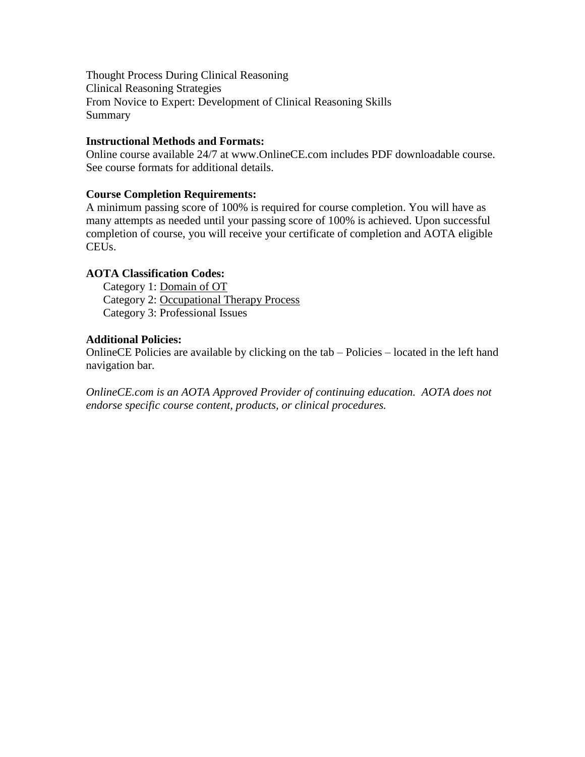Thought Process During Clinical Reasoning
Clinical Reasoning Strategies
From Novice to Expert: Development of Clinical Reasoning Skills
Summary

**Instructional Methods and Formats:**
Online course available 24/7 at www.OnlineCE.com includes PDF downloadable course. See course formats for additional details.

**Course Completion Requirements:**
A minimum passing score of 100% is required for course completion. You will have as many attempts as needed until your passing score of 100% is achieved. Upon successful completion of course, you will receive your certificate of completion and AOTA eligible CEUs.

**AOTA Classification Codes:**

Category 1: Domain of OT
Category 2: Occupational Therapy Process
Category 3: Professional Issues

**Additional Policies:**
OnlineCE Policies are available by clicking on the tab – Policies – located in the left hand navigation bar.

*OnlineCE.com is an AOTA Approved Provider of continuing education. AOTA does not endorse specific course content, products, or clinical procedures.*